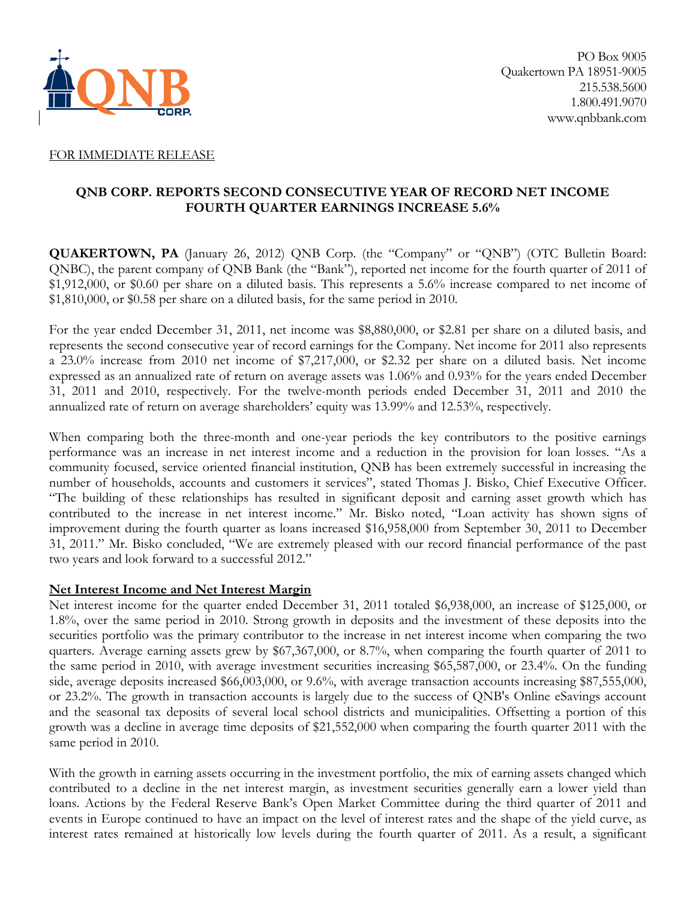PO Box 9005
Quakertown PA 18951-9005
215.538.5600
1.800.491.9070
www.qnbbank.com

FOR IMMEDIATE RELEASE

## QNB CORP. REPORTS SECOND CONSECUTIVE YEAR OF RECORD NET INCOME FOURTH QUARTER EARNINGS INCREASE 5.6%

**QUAKERTOWN, PA** (January 26, 2012) QNB Corp. (the "Company" or "QNB") (OTC Bulletin Board: QNBC), the parent company of QNB Bank (the "Bank"), reported net income for the fourth quarter of 2011 of $1,912,000, or $0.60 per share on a diluted basis. This represents a 5.6% increase compared to net income of $1,810,000, or $0.58 per share on a diluted basis, for the same period in 2010.

For the year ended December 31, 2011, net income was $8,880,000, or $2.81 per share on a diluted basis, and represents the second consecutive year of record earnings for the Company. Net income for 2011 also represents a 23.0% increase from 2010 net income of $7,217,000, or $2.32 per share on a diluted basis. Net income expressed as an annualized rate of return on average assets was 1.06% and 0.93% for the years ended December 31, 2011 and 2010, respectively. For the twelve-month periods ended December 31, 2011 and 2010 the annualized rate of return on average shareholders' equity was 13.99% and 12.53%, respectively.

When comparing both the three-month and one-year periods the key contributors to the positive earnings performance was an increase in net interest income and a reduction in the provision for loan losses. "As a community focused, service oriented financial institution, QNB has been extremely successful in increasing the number of households, accounts and customers it services", stated Thomas J. Bisko, Chief Executive Officer. "The building of these relationships has resulted in significant deposit and earning asset growth which has contributed to the increase in net interest income." Mr. Bisko noted, "Loan activity has shown signs of improvement during the fourth quarter as loans increased $16,958,000 from September 30, 2011 to December 31, 2011." Mr. Bisko concluded, "We are extremely pleased with our record financial performance of the past two years and look forward to a successful 2012."

### Net Interest Income and Net Interest Margin

Net interest income for the quarter ended December 31, 2011 totaled $6,938,000, an increase of $125,000, or 1.8%, over the same period in 2010. Strong growth in deposits and the investment of these deposits into the securities portfolio was the primary contributor to the increase in net interest income when comparing the two quarters. Average earning assets grew by $67,367,000, or 8.7%, when comparing the fourth quarter of 2011 to the same period in 2010, with average investment securities increasing $65,587,000, or 23.4%. On the funding side, average deposits increased $66,003,000, or 9.6%, with average transaction accounts increasing $87,555,000, or 23.2%. The growth in transaction accounts is largely due to the success of QNB's Online eSavings account and the seasonal tax deposits of several local school districts and municipalities. Offsetting a portion of this growth was a decline in average time deposits of $21,552,000 when comparing the fourth quarter 2011 with the same period in 2010.

With the growth in earning assets occurring in the investment portfolio, the mix of earning assets changed which contributed to a decline in the net interest margin, as investment securities generally earn a lower yield than loans. Actions by the Federal Reserve Bank's Open Market Committee during the third quarter of 2011 and events in Europe continued to have an impact on the level of interest rates and the shape of the yield curve, as interest rates remained at historically low levels during the fourth quarter of 2011. As a result, a significant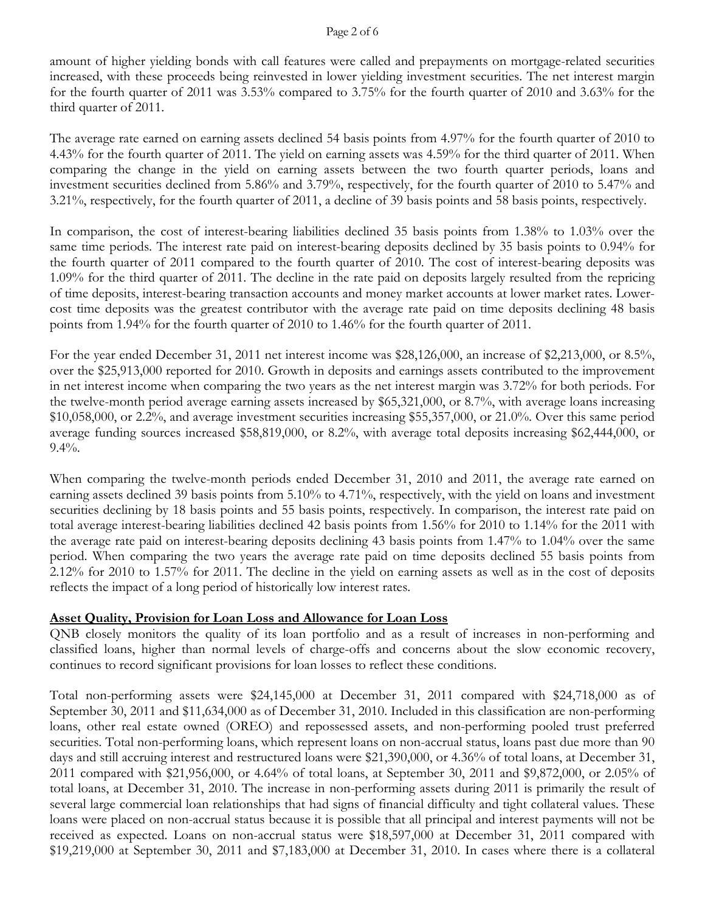amount of higher yielding bonds with call features were called and prepayments on mortgage-related securities increased, with these proceeds being reinvested in lower yielding investment securities. The net interest margin for the fourth quarter of 2011 was 3.53% compared to 3.75% for the fourth quarter of 2010 and 3.63% for the third quarter of 2011.

The average rate earned on earning assets declined 54 basis points from 4.97% for the fourth quarter of 2010 to 4.43% for the fourth quarter of 2011. The yield on earning assets was 4.59% for the third quarter of 2011. When comparing the change in the yield on earning assets between the two fourth quarter periods, loans and investment securities declined from 5.86% and 3.79%, respectively, for the fourth quarter of 2010 to 5.47% and 3.21%, respectively, for the fourth quarter of 2011, a decline of 39 basis points and 58 basis points, respectively.

In comparison, the cost of interest-bearing liabilities declined 35 basis points from 1.38% to 1.03% over the same time periods. The interest rate paid on interest-bearing deposits declined by 35 basis points to 0.94% for the fourth quarter of 2011 compared to the fourth quarter of 2010. The cost of interest-bearing deposits was 1.09% for the third quarter of 2011. The decline in the rate paid on deposits largely resulted from the repricing of time deposits, interest-bearing transaction accounts and money market accounts at lower market rates. Lower-cost time deposits was the greatest contributor with the average rate paid on time deposits declining 48 basis points from 1.94% for the fourth quarter of 2010 to 1.46% for the fourth quarter of 2011.

For the year ended December 31, 2011 net interest income was $28,126,000, an increase of $2,213,000, or 8.5%, over the $25,913,000 reported for 2010. Growth in deposits and earnings assets contributed to the improvement in net interest income when comparing the two years as the net interest margin was 3.72% for both periods. For the twelve-month period average earning assets increased by $65,321,000, or 8.7%, with average loans increasing $10,058,000, or 2.2%, and average investment securities increasing $55,357,000, or 21.0%. Over this same period average funding sources increased $58,819,000, or 8.2%, with average total deposits increasing $62,444,000, or 9.4%.

When comparing the twelve-month periods ended December 31, 2010 and 2011, the average rate earned on earning assets declined 39 basis points from 5.10% to 4.71%, respectively, with the yield on loans and investment securities declining by 18 basis points and 55 basis points, respectively. In comparison, the interest rate paid on total average interest-bearing liabilities declined 42 basis points from 1.56% for 2010 to 1.14% for the 2011 with the average rate paid on interest-bearing deposits declining 43 basis points from 1.47% to 1.04% over the same period. When comparing the two years the average rate paid on time deposits declined 55 basis points from 2.12% for 2010 to 1.57% for 2011. The decline in the yield on earning assets as well as in the cost of deposits reflects the impact of a long period of historically low interest rates.

## Asset Quality, Provision for Loan Loss and Allowance for Loan Loss

QNB closely monitors the quality of its loan portfolio and as a result of increases in non-performing and classified loans, higher than normal levels of charge-offs and concerns about the slow economic recovery, continues to record significant provisions for loan losses to reflect these conditions.

Total non-performing assets were $24,145,000 at December 31, 2011 compared with $24,718,000 as of September 30, 2011 and $11,634,000 as of December 31, 2010. Included in this classification are non-performing loans, other real estate owned (OREO) and repossessed assets, and non-performing pooled trust preferred securities. Total non-performing loans, which represent loans on non-accrual status, loans past due more than 90 days and still accruing interest and restructured loans were $21,390,000, or 4.36% of total loans, at December 31, 2011 compared with $21,956,000, or 4.64% of total loans, at September 30, 2011 and $9,872,000, or 2.05% of total loans, at December 31, 2010. The increase in non-performing assets during 2011 is primarily the result of several large commercial loan relationships that had signs of financial difficulty and tight collateral values. These loans were placed on non-accrual status because it is possible that all principal and interest payments will not be received as expected. Loans on non-accrual status were $18,597,000 at December 31, 2011 compared with $19,219,000 at September 30, 2011 and $7,183,000 at December 31, 2010. In cases where there is a collateral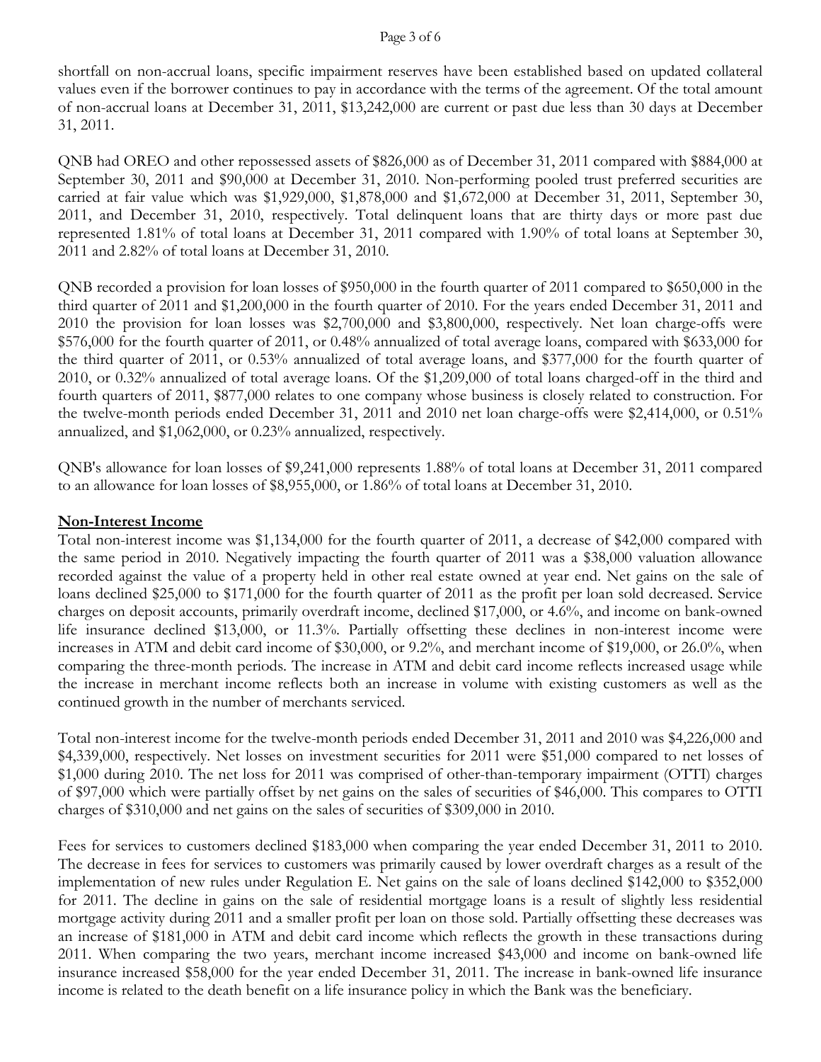shortfall on non-accrual loans, specific impairment reserves have been established based on updated collateral values even if the borrower continues to pay in accordance with the terms of the agreement. Of the total amount of non-accrual loans at December 31, 2011, $13,242,000 are current or past due less than 30 days at December 31, 2011.

QNB had OREO and other repossessed assets of $826,000 as of December 31, 2011 compared with $884,000 at September 30, 2011 and $90,000 at December 31, 2010. Non-performing pooled trust preferred securities are carried at fair value which was $1,929,000, $1,878,000 and $1,672,000 at December 31, 2011, September 30, 2011, and December 31, 2010, respectively. Total delinquent loans that are thirty days or more past due represented 1.81% of total loans at December 31, 2011 compared with 1.90% of total loans at September 30, 2011 and 2.82% of total loans at December 31, 2010.

QNB recorded a provision for loan losses of $950,000 in the fourth quarter of 2011 compared to $650,000 in the third quarter of 2011 and $1,200,000 in the fourth quarter of 2010. For the years ended December 31, 2011 and 2010 the provision for loan losses was $2,700,000 and $3,800,000, respectively. Net loan charge-offs were $576,000 for the fourth quarter of 2011, or 0.48% annualized of total average loans, compared with $633,000 for the third quarter of 2011, or 0.53% annualized of total average loans, and $377,000 for the fourth quarter of 2010, or 0.32% annualized of total average loans. Of the $1,209,000 of total loans charged-off in the third and fourth quarters of 2011, $877,000 relates to one company whose business is closely related to construction. For the twelve-month periods ended December 31, 2011 and 2010 net loan charge-offs were $2,414,000, or 0.51% annualized, and $1,062,000, or 0.23% annualized, respectively.

QNB's allowance for loan losses of $9,241,000 represents 1.88% of total loans at December 31, 2011 compared to an allowance for loan losses of $8,955,000, or 1.86% of total loans at December 31, 2010.

## Non-Interest Income

Total non-interest income was $1,134,000 for the fourth quarter of 2011, a decrease of $42,000 compared with the same period in 2010. Negatively impacting the fourth quarter of 2011 was a $38,000 valuation allowance recorded against the value of a property held in other real estate owned at year end. Net gains on the sale of loans declined $25,000 to $171,000 for the fourth quarter of 2011 as the profit per loan sold decreased. Service charges on deposit accounts, primarily overdraft income, declined $17,000, or 4.6%, and income on bank-owned life insurance declined $13,000, or 11.3%. Partially offsetting these declines in non-interest income were increases in ATM and debit card income of $30,000, or 9.2%, and merchant income of $19,000, or 26.0%, when comparing the three-month periods. The increase in ATM and debit card income reflects increased usage while the increase in merchant income reflects both an increase in volume with existing customers as well as the continued growth in the number of merchants serviced.

Total non-interest income for the twelve-month periods ended December 31, 2011 and 2010 was $4,226,000 and $4,339,000, respectively. Net losses on investment securities for 2011 were $51,000 compared to net losses of $1,000 during 2010. The net loss for 2011 was comprised of other-than-temporary impairment (OTTI) charges of $97,000 which were partially offset by net gains on the sales of securities of $46,000. This compares to OTTI charges of $310,000 and net gains on the sales of securities of $309,000 in 2010.

Fees for services to customers declined $183,000 when comparing the year ended December 31, 2011 to 2010. The decrease in fees for services to customers was primarily caused by lower overdraft charges as a result of the implementation of new rules under Regulation E. Net gains on the sale of loans declined $142,000 to $352,000 for 2011. The decline in gains on the sale of residential mortgage loans is a result of slightly less residential mortgage activity during 2011 and a smaller profit per loan on those sold. Partially offsetting these decreases was an increase of $181,000 in ATM and debit card income which reflects the growth in these transactions during 2011. When comparing the two years, merchant income increased $43,000 and income on bank-owned life insurance increased $58,000 for the year ended December 31, 2011. The increase in bank-owned life insurance income is related to the death benefit on a life insurance policy in which the Bank was the beneficiary.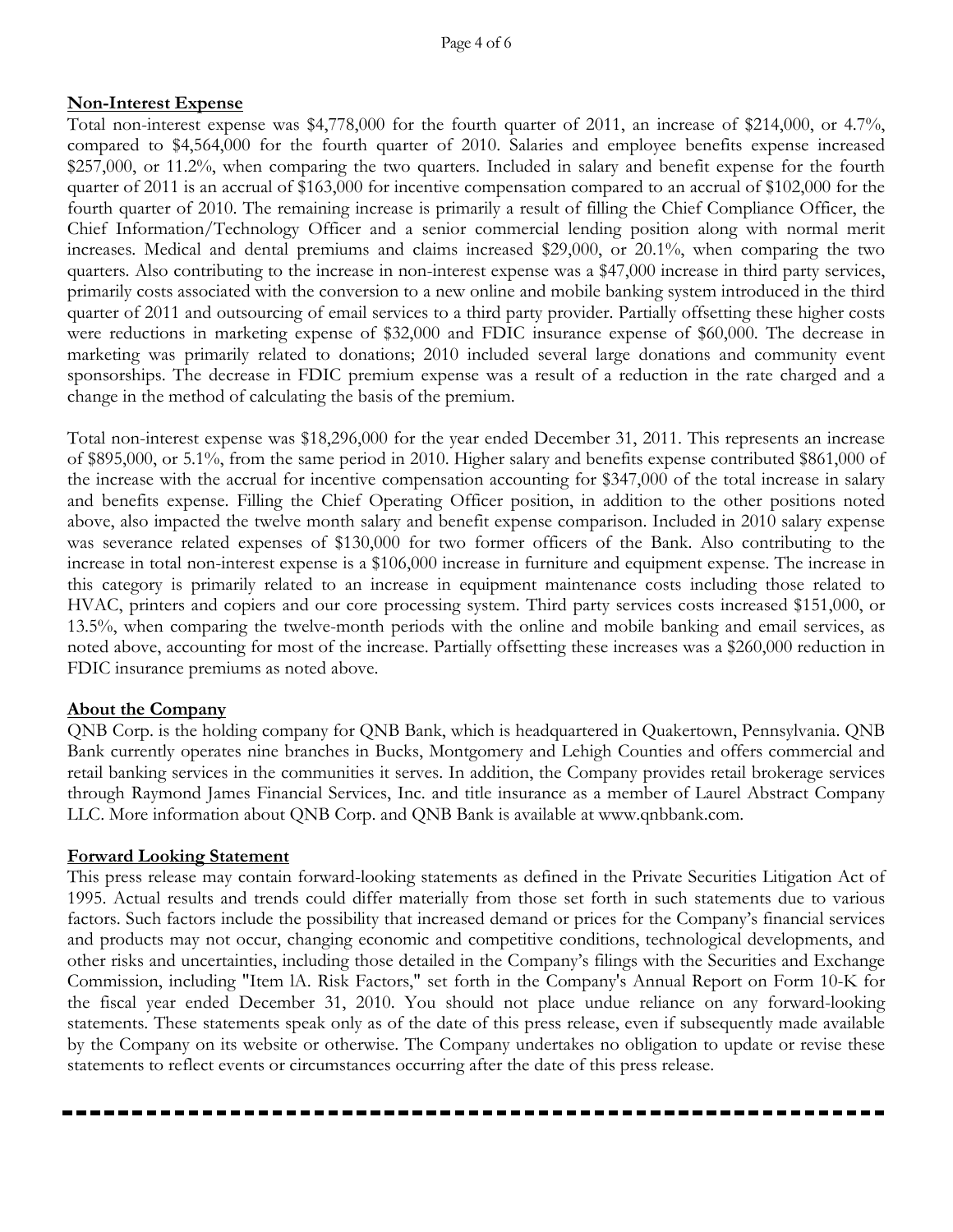## Non-Interest Expense

Total non-interest expense was $4,778,000 for the fourth quarter of 2011, an increase of $214,000, or 4.7%, compared to $4,564,000 for the fourth quarter of 2010. Salaries and employee benefits expense increased $257,000, or 11.2%, when comparing the two quarters. Included in salary and benefit expense for the fourth quarter of 2011 is an accrual of $163,000 for incentive compensation compared to an accrual of $102,000 for the fourth quarter of 2010. The remaining increase is primarily a result of filling the Chief Compliance Officer, the Chief Information/Technology Officer and a senior commercial lending position along with normal merit increases. Medical and dental premiums and claims increased $29,000, or 20.1%, when comparing the two quarters. Also contributing to the increase in non-interest expense was a $47,000 increase in third party services, primarily costs associated with the conversion to a new online and mobile banking system introduced in the third quarter of 2011 and outsourcing of email services to a third party provider. Partially offsetting these higher costs were reductions in marketing expense of $32,000 and FDIC insurance expense of $60,000. The decrease in marketing was primarily related to donations; 2010 included several large donations and community event sponsorships. The decrease in FDIC premium expense was a result of a reduction in the rate charged and a change in the method of calculating the basis of the premium.

Total non-interest expense was $18,296,000 for the year ended December 31, 2011. This represents an increase of $895,000, or 5.1%, from the same period in 2010. Higher salary and benefits expense contributed $861,000 of the increase with the accrual for incentive compensation accounting for $347,000 of the total increase in salary and benefits expense. Filling the Chief Operating Officer position, in addition to the other positions noted above, also impacted the twelve month salary and benefit expense comparison. Included in 2010 salary expense was severance related expenses of $130,000 for two former officers of the Bank. Also contributing to the increase in total non-interest expense is a $106,000 increase in furniture and equipment expense. The increase in this category is primarily related to an increase in equipment maintenance costs including those related to HVAC, printers and copiers and our core processing system. Third party services costs increased $151,000, or 13.5%, when comparing the twelve-month periods with the online and mobile banking and email services, as noted above, accounting for most of the increase. Partially offsetting these increases was a $260,000 reduction in FDIC insurance premiums as noted above.

## About the Company

QNB Corp. is the holding company for QNB Bank, which is headquartered in Quakertown, Pennsylvania. QNB Bank currently operates nine branches in Bucks, Montgomery and Lehigh Counties and offers commercial and retail banking services in the communities it serves. In addition, the Company provides retail brokerage services through Raymond James Financial Services, Inc. and title insurance as a member of Laurel Abstract Company LLC. More information about QNB Corp. and QNB Bank is available at www.qnbbank.com.

## Forward Looking Statement

This press release may contain forward-looking statements as defined in the Private Securities Litigation Act of 1995. Actual results and trends could differ materially from those set forth in such statements due to various factors. Such factors include the possibility that increased demand or prices for the Company's financial services and products may not occur, changing economic and competitive conditions, technological developments, and other risks and uncertainties, including those detailed in the Company's filings with the Securities and Exchange Commission, including "Item lA. Risk Factors," set forth in the Company's Annual Report on Form 10-K for the fiscal year ended December 31, 2010. You should not place undue reliance on any forward-looking statements. These statements speak only as of the date of this press release, even if subsequently made available by the Company on its website or otherwise. The Company undertakes no obligation to update or revise these statements to reflect events or circumstances occurring after the date of this press release.

---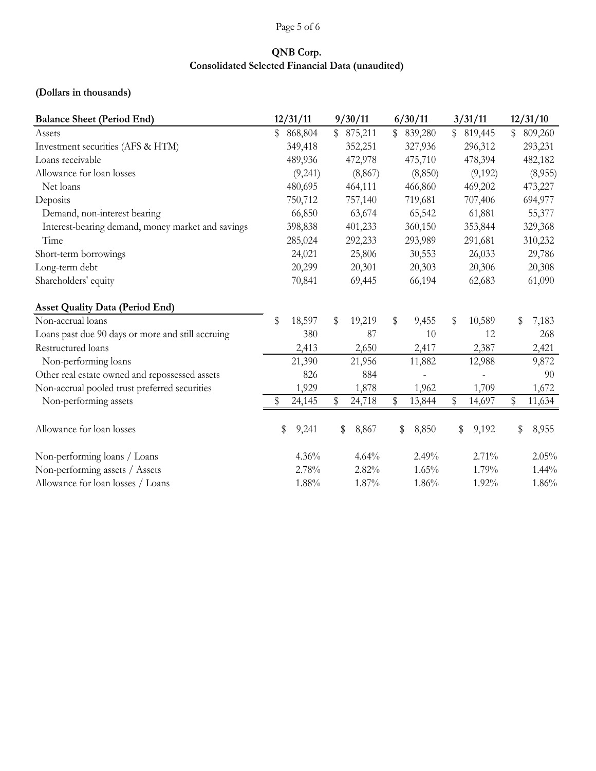**QNB Corp.**
**Consolidated Selected Financial Data (unaudited)**

**(Dollars in thousands)**

| **Balance Sheet (Period End)** | **12/31/11** | **9/30/11** | **6/30/11** | **3/31/11** | **12/31/10** |
|---|---|---|---|---|---|
| Assets | $ 868,804 | $ 875,211 | $ 839,280 | $ 819,445 | $ 809,260 |
| Investment securities (AFS & HTM) | 349,418 | 352,251 | 327,936 | 296,312 | 293,231 |
| Loans receivable | 489,936 | 472,978 | 475,710 | 478,394 | 482,182 |
| Allowance for loan losses | (9,241) | (8,867) | (8,850) | (9,192) | (8,955) |
| Net loans | 480,695 | 464,111 | 466,860 | 469,202 | 473,227 |
| Deposits | 750,712 | 757,140 | 719,681 | 707,406 | 694,977 |
| Demand, non-interest bearing | 66,850 | 63,674 | 65,542 | 61,881 | 55,377 |
| Interest-bearing demand, money market and savings | 398,838 | 401,233 | 360,150 | 353,844 | 329,368 |
| Time | 285,024 | 292,233 | 293,989 | 291,681 | 310,232 |
| Short-term borrowings | 24,021 | 25,806 | 30,553 | 26,033 | 29,786 |
| Long-term debt | 20,299 | 20,301 | 20,303 | 20,306 | 20,308 |
| Shareholders' equity | 70,841 | 69,445 | 66,194 | 62,683 | 61,090 |

| **Asset Quality Data (Period End)** | **12/31/11** | **9/30/11** | **6/30/11** | **3/31/11** | **12/31/10** |
|---|---|---|---|---|---|
| Non-accrual loans | $ 18,597 | $ 19,219 | $ 9,455 | $ 10,589 | $ 7,183 |
| Loans past due 90 days or more and still accruing | 380 | 87 | 10 | 12 | 268 |
| Restructured loans | 2,413 | 2,650 | 2,417 | 2,387 | 2,421 |
| Non-performing loans | 21,390 | 21,956 | 11,882 | 12,988 | 9,872 |
| Other real estate owned and repossessed assets | 826 | 884 | - | - | 90 |
| Non-accrual pooled trust preferred securities | 1,929 | 1,878 | 1,962 | 1,709 | 1,672 |
| Non-performing assets | $ 24,145 | $ 24,718 | $ 13,844 | $ 14,697 | $ 11,634 |
| | | | | | |
| Allowance for loan losses | $ 9,241 | $ 8,867 | $ 8,850 | $ 9,192 | $ 8,955 |
| | | | | | |
| Non-performing loans / Loans | 4.36% | 4.64% | 2.49% | 2.71% | 2.05% |
| Non-performing assets / Assets | 2.78% | 2.82% | 1.65% | 1.79% | 1.44% |
| Allowance for loan losses / Loans | 1.88% | 1.87% | 1.86% | 1.92% | 1.86% |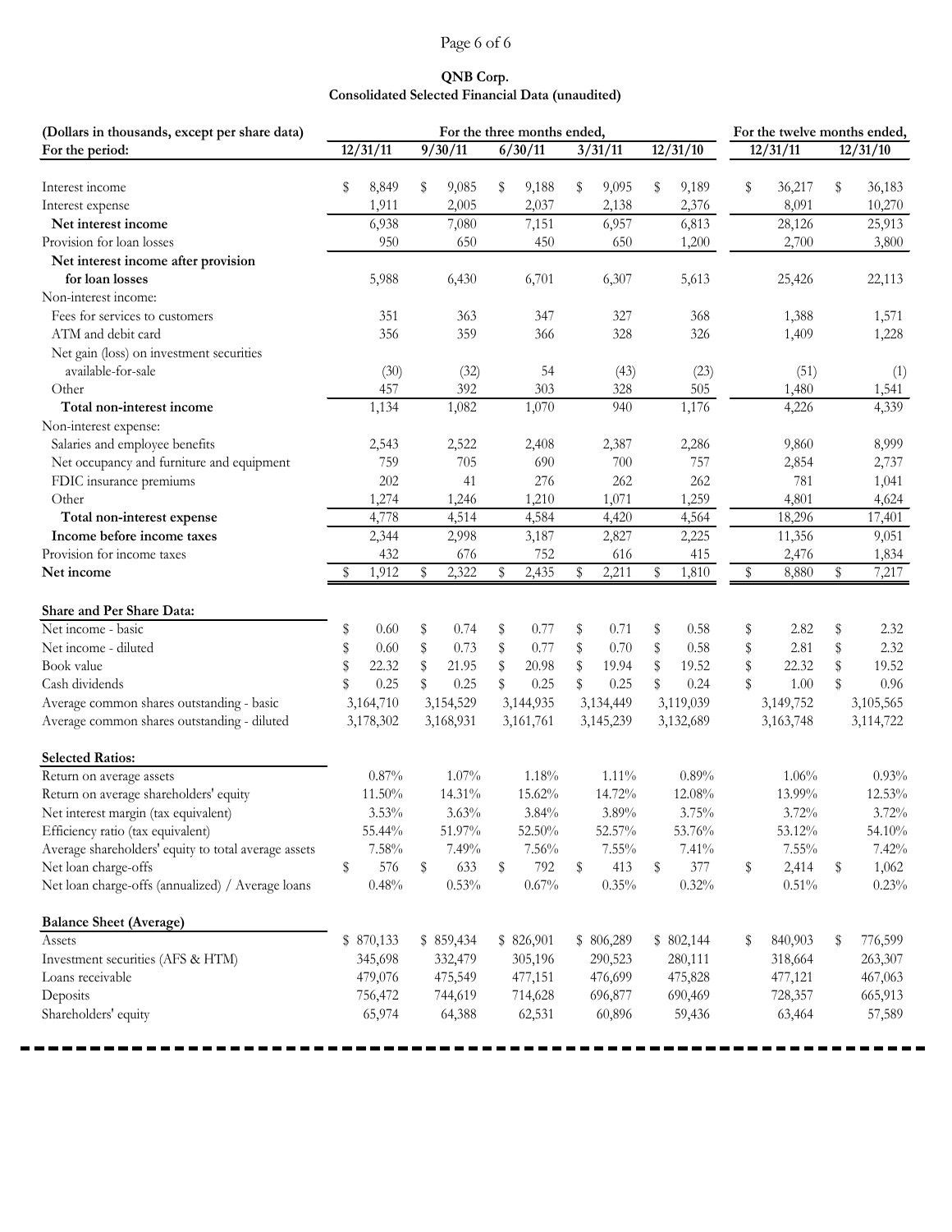**QNB Corp.**
**Consolidated Selected Financial Data (unaudited)**

| (Dollars in thousands, except per share data) | For the three months ended, | | | | | For the twelve months ended, | |
|---|---|---|---|---|---|---|---|
| **For the period:** | 12/31/11 | 9/30/11 | 6/30/11 | 3/31/11 | 12/31/10 | 12/31/11 | 12/31/10 |
| Interest income | $ 8,849 | $ 9,085 | $ 9,188 | $ 9,095 | $ 9,189 | $ 36,217 | $ 36,183 |
| Interest expense | 1,911 | 2,005 | 2,037 | 2,138 | 2,376 | 8,091 | 10,270 |
| **Net interest income** | 6,938 | 7,080 | 7,151 | 6,957 | 6,813 | 28,126 | 25,913 |
| Provision for loan losses | 950 | 650 | 450 | 650 | 1,200 | 2,700 | 3,800 |
| **Net interest income after provision for loan losses** | 5,988 | 6,430 | 6,701 | 6,307 | 5,613 | 25,426 | 22,113 |
| Non-interest income: | | | | | | | |
| Fees for services to customers | 351 | 363 | 347 | 327 | 368 | 1,388 | 1,571 |
| ATM and debit card | 356 | 359 | 366 | 328 | 326 | 1,409 | 1,228 |
| Net gain (loss) on investment securities available-for-sale | (30) | (32) | 54 | (43) | (23) | (51) | (1) |
| Other | 457 | 392 | 303 | 328 | 505 | 1,480 | 1,541 |
| **Total non-interest income** | 1,134 | 1,082 | 1,070 | 940 | 1,176 | 4,226 | 4,339 |
| Non-interest expense: | | | | | | | |
| Salaries and employee benefits | 2,543 | 2,522 | 2,408 | 2,387 | 2,286 | 9,860 | 8,999 |
| Net occupancy and furniture and equipment | 759 | 705 | 690 | 700 | 757 | 2,854 | 2,737 |
| FDIC insurance premiums | 202 | 41 | 276 | 262 | 262 | 781 | 1,041 |
| Other | 1,274 | 1,246 | 1,210 | 1,071 | 1,259 | 4,801 | 4,624 |
| **Total non-interest expense** | 4,778 | 4,514 | 4,584 | 4,420 | 4,564 | 18,296 | 17,401 |
| **Income before income taxes** | 2,344 | 2,998 | 3,187 | 2,827 | 2,225 | 11,356 | 9,051 |
| Provision for income taxes | 432 | 676 | 752 | 616 | 415 | 2,476 | 1,834 |
| **Net income** | $ 1,912 | $ 2,322 | $ 2,435 | $ 2,211 | $ 1,810 | $ 8,880 | $ 7,217 |
| **Share and Per Share Data:** | | | | | | | |
| Net income - basic | $ 0.60 | $ 0.74 | $ 0.77 | $ 0.71 | $ 0.58 | $ 2.82 | $ 2.32 |
| Net income - diluted | $ 0.60 | $ 0.73 | $ 0.77 | $ 0.70 | $ 0.58 | $ 2.81 | $ 2.32 |
| Book value | $ 22.32 | $ 21.95 | $ 20.98 | $ 19.94 | $ 19.52 | $ 22.32 | $ 19.52 |
| Cash dividends | $ 0.25 | $ 0.25 | $ 0.25 | $ 0.25 | $ 0.24 | $ 1.00 | $ 0.96 |
| Average common shares outstanding - basic | 3,164,710 | 3,154,529 | 3,144,935 | 3,134,449 | 3,119,039 | 3,149,752 | 3,105,565 |
| Average common shares outstanding - diluted | 3,178,302 | 3,168,931 | 3,161,761 | 3,145,239 | 3,132,689 | 3,163,748 | 3,114,722 |
| **Selected Ratios:** | | | | | | | |
| Return on average assets | 0.87% | 1.07% | 1.18% | 1.11% | 0.89% | 1.06% | 0.93% |
| Return on average shareholders' equity | 11.50% | 14.31% | 15.62% | 14.72% | 12.08% | 13.99% | 12.53% |
| Net interest margin (tax equivalent) | 3.53% | 3.63% | 3.84% | 3.89% | 3.75% | 3.72% | 3.72% |
| Efficiency ratio (tax equivalent) | 55.44% | 51.97% | 52.50% | 52.57% | 53.76% | 53.12% | 54.10% |
| Average shareholders' equity to total average assets | 7.58% | 7.49% | 7.56% | 7.55% | 7.41% | 7.55% | 7.42% |
| Net loan charge-offs | $ 576 | $ 633 | $ 792 | $ 413 | $ 377 | $ 2,414 | $ 1,062 |
| Net loan charge-offs (annualized) / Average loans | 0.48% | 0.53% | 0.67% | 0.35% | 0.32% | 0.51% | 0.23% |
| **Balance Sheet (Average)** | | | | | | | |
| Assets | $ 870,133 | $ 859,434 | $ 826,901 | $ 806,289 | $ 802,144 | $ 840,903 | $ 776,599 |
| Investment securities (AFS & HTM) | 345,698 | 332,479 | 305,196 | 290,523 | 280,111 | 318,664 | 263,307 |
| Loans receivable | 479,076 | 475,549 | 477,151 | 476,699 | 475,828 | 477,121 | 467,063 |
| Deposits | 756,472 | 744,619 | 714,628 | 696,877 | 690,469 | 728,357 | 665,913 |
| Shareholders' equity | 65,974 | 64,388 | 62,531 | 60,896 | 59,436 | 63,464 | 57,589 |